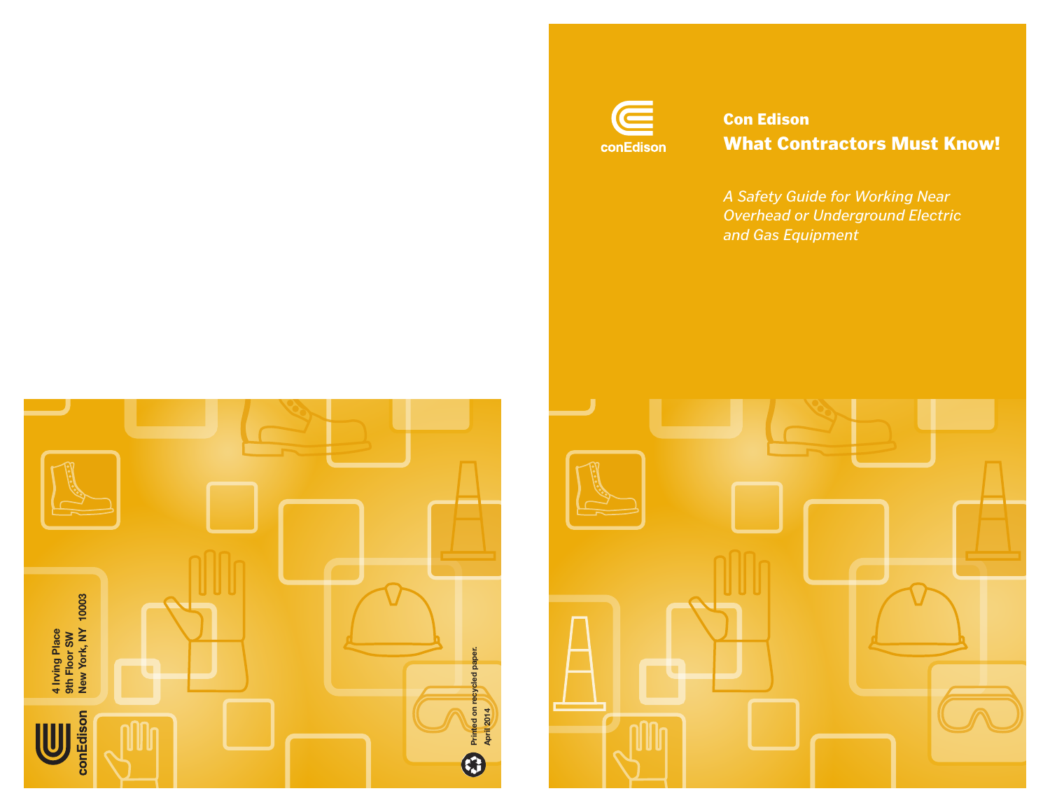# Con Edison

## What Contractors Must Know!

*A Safety Guide for Working Near Overhead or Underground Electric and Gas Equipment*

conEdison

4 Irving Place
9th Floor SW
New York, NY 10003

Printed on recycled paper.
April 2014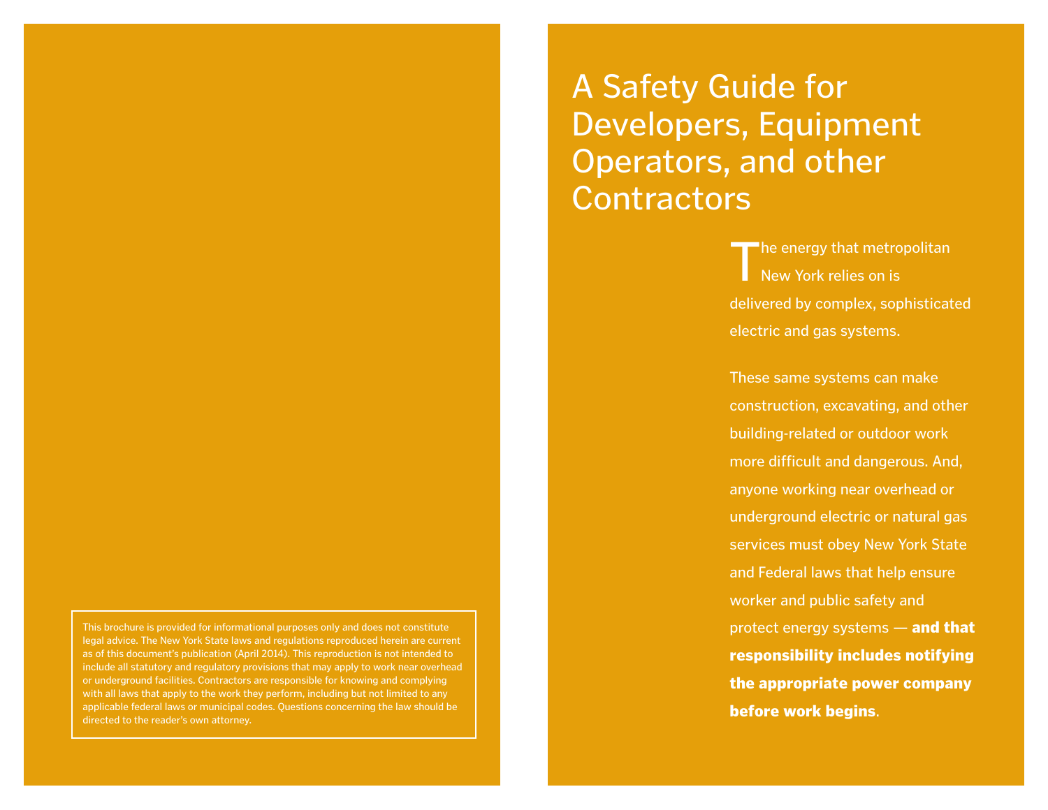This brochure is provided for informational purposes only and does not constitute legal advice. The New York State laws and regulations reproduced herein are current as of this document's publication (April 2014). This reproduction is not intended to include all statutory and regulatory provisions that may apply to work near overhead or underground facilities. Contractors are responsible for knowing and complying with all laws that apply to the work they perform, including but not limited to any applicable federal laws or municipal codes. Questions concerning the law should be directed to the reader's own attorney.

# A Safety Guide for Developers, Equipment Operators, and other Contractors

The energy that metropolitan New York relies on is delivered by complex, sophisticated electric and gas systems.

These same systems can make construction, excavating, and other building-related or outdoor work more difficult and dangerous. And, anyone working near overhead or underground electric or natural gas services must obey New York State and Federal laws that help ensure worker and public safety and protect energy systems — **and that responsibility includes notifying the appropriate power company before work begins**.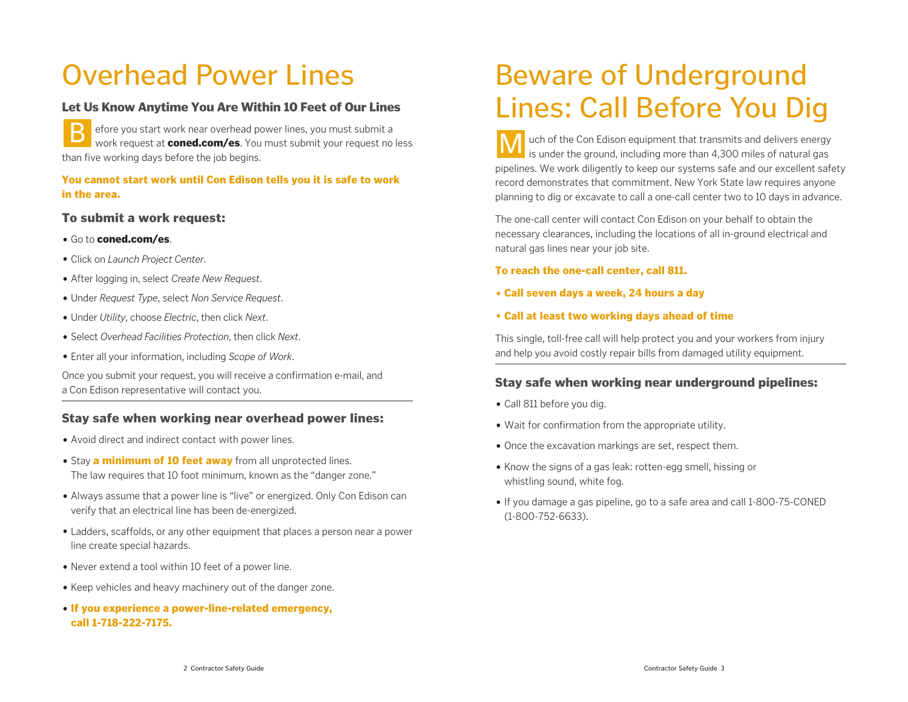# Overhead Power Lines

### Let Us Know Anytime You Are Within 10 Feet of Our Lines

Before you start work near overhead power lines, you must submit a work request at **coned.com/es**. You must submit your request no less than five working days before the job begins.

**You cannot start work until Con Edison tells you it is safe to work in the area.**

### To submit a work request:

- Go to **coned.com/es**.
- Click on *Launch Project Center*.
- After logging in, select *Create New Request*.
- Under *Request Type*, select *Non Service Request*.
- Under *Utility*, choose *Electric*, then click *Next*.
- Select *Overhead Facilities Protection*, then click *Next*.
- Enter all your information, including *Scope of Work*.

Once you submit your request, you will receive a confirmation e-mail, and a Con Edison representative will contact you.

### Stay safe when working near overhead power lines:

- Avoid direct and indirect contact with power lines.
- Stay **a minimum of 10 feet away** from all unprotected lines. The law requires that 10 foot minimum, known as the "danger zone."
- Always assume that a power line is "live" or energized. Only Con Edison can verify that an electrical line has been de-energized.
- Ladders, scaffolds, or any other equipment that places a person near a power line create special hazards.
- Never extend a tool within 10 feet of a power line.
- Keep vehicles and heavy machinery out of the danger zone.
- **If you experience a power-line-related emergency, call 1-718-222-7175.**

# Beware of Underground Lines: Call Before You Dig

Much of the Con Edison equipment that transmits and delivers energy is under the ground, including more than 4,300 miles of natural gas pipelines. We work diligently to keep our systems safe and our excellent safety record demonstrates that commitment. New York State law requires anyone planning to dig or excavate to call a one-call center two to 10 days in advance.

The one-call center will contact Con Edison on your behalf to obtain the necessary clearances, including the locations of all in-ground electrical and natural gas lines near your job site.

**To reach the one-call center, call 811.**

- **Call seven days a week, 24 hours a day**
- **Call at least two working days ahead of time**

This single, toll-free call will help protect you and your workers from injury and help you avoid costly repair bills from damaged utility equipment.

### Stay safe when working near underground pipelines:

- Call 811 before you dig.
- Wait for confirmation from the appropriate utility.
- Once the excavation markings are set, respect them.
- Know the signs of a gas leak: rotten-egg smell, hissing or whistling sound, white fog.
- If you damage a gas pipeline, go to a safe area and call 1-800-75-CONED (1-800-752-6633).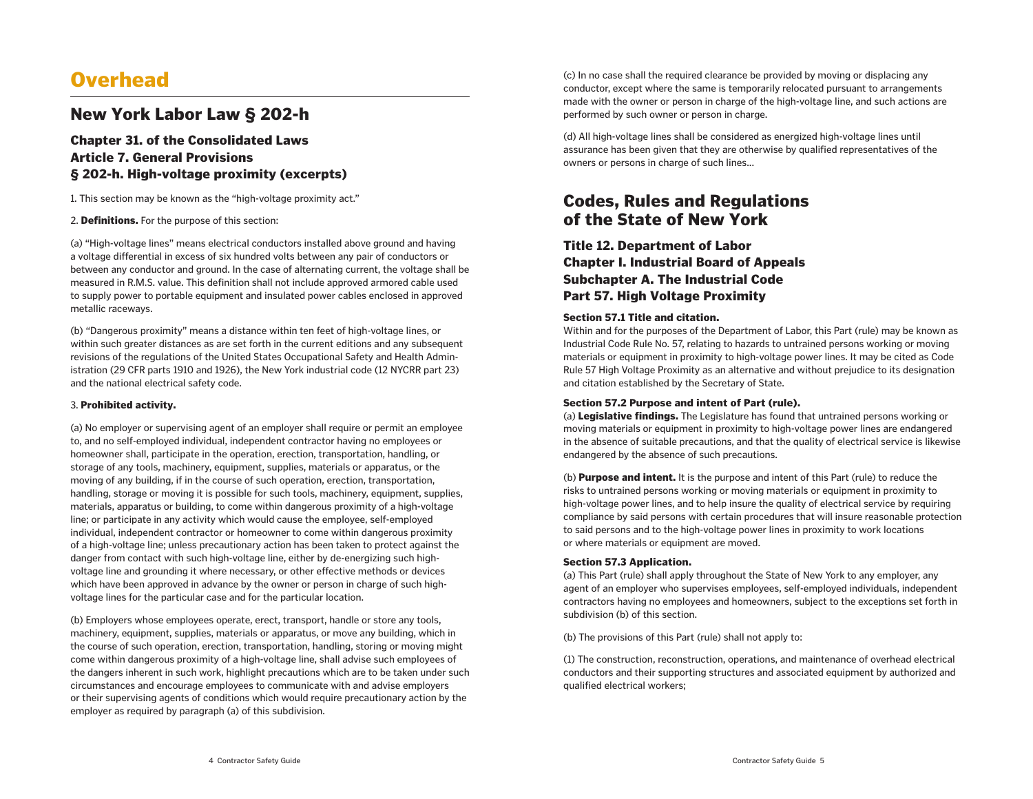# Overhead

## New York Labor Law § 202-h

### Chapter 31. of the Consolidated Laws
### Article 7. General Provisions
### § 202-h. High-voltage proximity (excerpts)

1. This section may be known as the "high-voltage proximity act."

2. **Definitions.** For the purpose of this section:

(a) "High-voltage lines" means electrical conductors installed above ground and having a voltage differential in excess of six hundred volts between any pair of conductors or between any conductor and ground. In the case of alternating current, the voltage shall be measured in R.M.S. value. This definition shall not include approved armored cable used to supply power to portable equipment and insulated power cables enclosed in approved metallic raceways.

(b) "Dangerous proximity" means a distance within ten feet of high-voltage lines, or within such greater distances as are set forth in the current editions and any subsequent revisions of the regulations of the United States Occupational Safety and Health Administration (29 CFR parts 1910 and 1926), the New York industrial code (12 NYCRR part 23) and the national electrical safety code.

3. **Prohibited activity.**

(a) No employer or supervising agent of an employer shall require or permit an employee to, and no self-employed individual, independent contractor having no employees or homeowner shall, participate in the operation, erection, transportation, handling, or storage of any tools, machinery, equipment, supplies, materials or apparatus, or the moving of any building, if in the course of such operation, erection, transportation, handling, storage or moving it is possible for such tools, machinery, equipment, supplies, materials, apparatus or building, to come within dangerous proximity of a high-voltage line; or participate in any activity which would cause the employee, self-employed individual, independent contractor or homeowner to come within dangerous proximity of a high-voltage line; unless precautionary action has been taken to protect against the danger from contact with such high-voltage line, either by de-energizing such high-voltage line and grounding it where necessary, or other effective methods or devices which have been approved in advance by the owner or person in charge of such high-voltage lines for the particular case and for the particular location.

(b) Employers whose employees operate, erect, transport, handle or store any tools, machinery, equipment, supplies, materials or apparatus, or move any building, which in the course of such operation, erection, transportation, handling, storing or moving might come within dangerous proximity of a high-voltage line, shall advise such employees of the dangers inherent in such work, highlight precautions which are to be taken under such circumstances and encourage employees to communicate with and advise employers or their supervising agents of conditions which would require precautionary action by the employer as required by paragraph (a) of this subdivision.

(c) In no case shall the required clearance be provided by moving or displacing any conductor, except where the same is temporarily relocated pursuant to arrangements made with the owner or person in charge of the high-voltage line, and such actions are performed by such owner or person in charge.

(d) All high-voltage lines shall be considered as energized high-voltage lines until assurance has been given that they are otherwise by qualified representatives of the owners or persons in charge of such lines...

## Codes, Rules and Regulations of the State of New York

### Title 12. Department of Labor
### Chapter I. Industrial Board of Appeals
### Subchapter A. The Industrial Code
### Part 57. High Voltage Proximity

#### Section 57.1 Title and citation.

Within and for the purposes of the Department of Labor, this Part (rule) may be known as Industrial Code Rule No. 57, relating to hazards to untrained persons working or moving materials or equipment in proximity to high-voltage power lines. It may be cited as Code Rule 57 High Voltage Proximity as an alternative and without prejudice to its designation and citation established by the Secretary of State.

#### Section 57.2 Purpose and intent of Part (rule).

(a) **Legislative findings.** The Legislature has found that untrained persons working or moving materials or equipment in proximity to high-voltage power lines are endangered in the absence of suitable precautions, and that the quality of electrical service is likewise endangered by the absence of such precautions.

(b) **Purpose and intent.** It is the purpose and intent of this Part (rule) to reduce the risks to untrained persons working or moving materials or equipment in proximity to high-voltage power lines, and to help insure the quality of electrical service by requiring compliance by said persons with certain procedures that will insure reasonable protection to said persons and to the high-voltage power lines in proximity to work locations or where materials or equipment are moved.

#### Section 57.3 Application.

(a) This Part (rule) shall apply throughout the State of New York to any employer, any agent of an employer who supervises employees, self-employed individuals, independent contractors having no employees and homeowners, subject to the exceptions set forth in subdivision (b) of this section.

(b) The provisions of this Part (rule) shall not apply to:

(1) The construction, reconstruction, operations, and maintenance of overhead electrical conductors and their supporting structures and associated equipment by authorized and qualified electrical workers;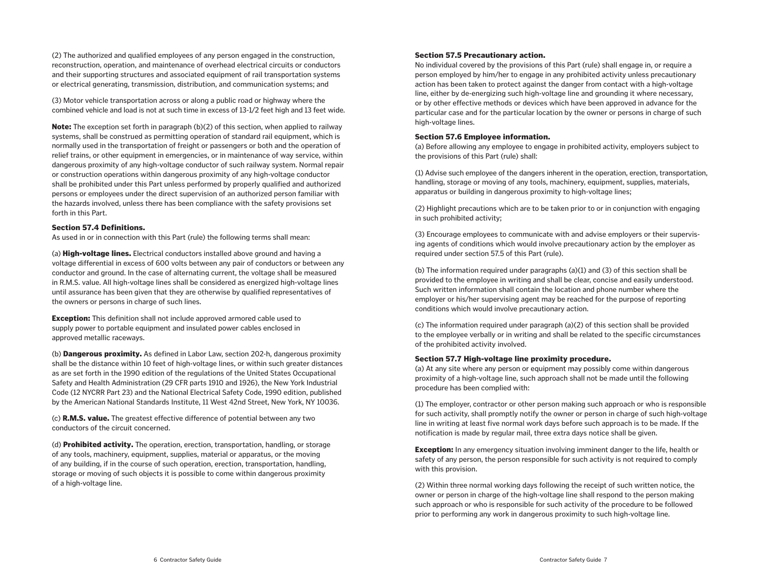(2) The authorized and qualified employees of any person engaged in the construction, reconstruction, operation, and maintenance of overhead electrical circuits or conductors and their supporting structures and associated equipment of rail transportation systems or electrical generating, transmission, distribution, and communication systems; and

(3) Motor vehicle transportation across or along a public road or highway where the combined vehicle and load is not at such time in excess of 13-1/2 feet high and 13 feet wide.

**Note:** The exception set forth in paragraph (b)(2) of this section, when applied to railway systems, shall be construed as permitting operation of standard rail equipment, which is normally used in the transportation of freight or passengers or both and the operation of relief trains, or other equipment in emergencies, or in maintenance of way service, within dangerous proximity of any high-voltage conductor of such railway system. Normal repair or construction operations within dangerous proximity of any high-voltage conductor shall be prohibited under this Part unless performed by properly qualified and authorized persons or employees under the direct supervision of an authorized person familiar with the hazards involved, unless there has been compliance with the safety provisions set forth in this Part.

### Section 57.4 Definitions.

As used in or in connection with this Part (rule) the following terms shall mean:

(a) **High-voltage lines.** Electrical conductors installed above ground and having a voltage differential in excess of 600 volts between any pair of conductors or between any conductor and ground. In the case of alternating current, the voltage shall be measured in R.M.S. value. All high-voltage lines shall be considered as energized high-voltage lines until assurance has been given that they are otherwise by qualified representatives of the owners or persons in charge of such lines.

**Exception:** This definition shall not include approved armored cable used to supply power to portable equipment and insulated power cables enclosed in approved metallic raceways.

(b) **Dangerous proximity.** As defined in Labor Law, section 202-h, dangerous proximity shall be the distance within 10 feet of high-voltage lines, or within such greater distances as are set forth in the 1990 edition of the regulations of the United States Occupational Safety and Health Administration (29 CFR parts 1910 and 1926), the New York Industrial Code (12 NYCRR Part 23) and the National Electrical Safety Code, 1990 edition, published by the American National Standards Institute, 11 West 42nd Street, New York, NY 10036.

(c) **R.M.S. value.** The greatest effective difference of potential between any two conductors of the circuit concerned.

(d) **Prohibited activity.** The operation, erection, transportation, handling, or storage of any tools, machinery, equipment, supplies, material or apparatus, or the moving of any building, if in the course of such operation, erection, transportation, handling, storage or moving of such objects it is possible to come within dangerous proximity of a high-voltage line.

### Section 57.5 Precautionary action.

No individual covered by the provisions of this Part (rule) shall engage in, or require a person employed by him/her to engage in any prohibited activity unless precautionary action has been taken to protect against the danger from contact with a high-voltage line, either by de-energizing such high-voltage line and grounding it where necessary, or by other effective methods or devices which have been approved in advance for the particular case and for the particular location by the owner or persons in charge of such high-voltage lines.

### Section 57.6 Employee information.

(a) Before allowing any employee to engage in prohibited activity, employers subject to the provisions of this Part (rule) shall:

(1) Advise such employee of the dangers inherent in the operation, erection, transportation, handling, storage or moving of any tools, machinery, equipment, supplies, materials, apparatus or building in dangerous proximity to high-voltage lines;

(2) Highlight precautions which are to be taken prior to or in conjunction with engaging in such prohibited activity;

(3) Encourage employees to communicate with and advise employers or their supervising agents of conditions which would involve precautionary action by the employer as required under section 57.5 of this Part (rule).

(b) The information required under paragraphs (a)(1) and (3) of this section shall be provided to the employee in writing and shall be clear, concise and easily understood. Such written information shall contain the location and phone number where the employer or his/her supervising agent may be reached for the purpose of reporting conditions which would involve precautionary action.

(c) The information required under paragraph (a)(2) of this section shall be provided to the employee verbally or in writing and shall be related to the specific circumstances of the prohibited activity involved.

### Section 57.7 High-voltage line proximity procedure.

(a) At any site where any person or equipment may possibly come within dangerous proximity of a high-voltage line, such approach shall not be made until the following procedure has been complied with:

(1) The employer, contractor or other person making such approach or who is responsible for such activity, shall promptly notify the owner or person in charge of such high-voltage line in writing at least five normal work days before such approach is to be made. If the notification is made by regular mail, three extra days notice shall be given.

**Exception:** In any emergency situation involving imminent danger to the life, health or safety of any person, the person responsible for such activity is not required to comply with this provision.

(2) Within three normal working days following the receipt of such written notice, the owner or person in charge of the high-voltage line shall respond to the person making such approach or who is responsible for such activity of the procedure to be followed prior to performing any work in dangerous proximity to such high-voltage line.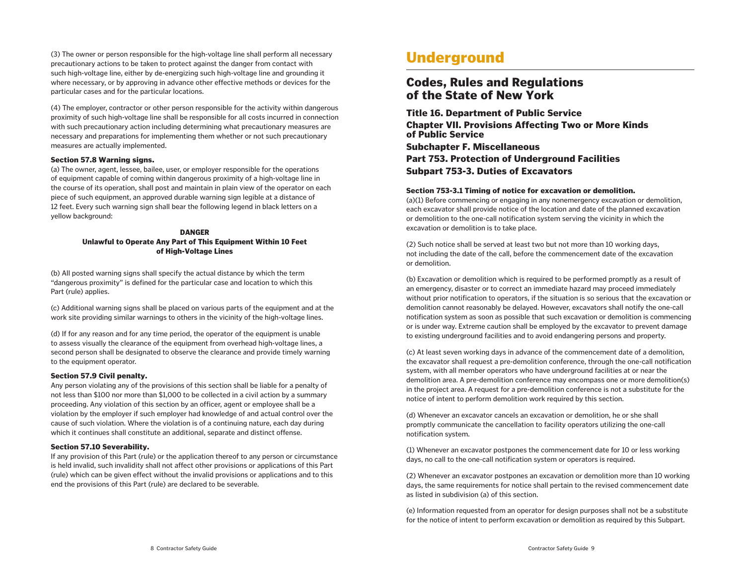(3) The owner or person responsible for the high-voltage line shall perform all necessary precautionary actions to be taken to protect against the danger from contact with such high-voltage line, either by de-energizing such high-voltage line and grounding it where necessary, or by approving in advance other effective methods or devices for the particular cases and for the particular locations.

(4) The employer, contractor or other person responsible for the activity within dangerous proximity of such high-voltage line shall be responsible for all costs incurred in connection with such precautionary action including determining what precautionary measures are necessary and preparations for implementing them whether or not such precautionary measures are actually implemented.

#### Section 57.8 Warning signs.

(a) The owner, agent, lessee, bailee, user, or employer responsible for the operations of equipment capable of coming within dangerous proximity of a high-voltage line in the course of its operation, shall post and maintain in plain view of the operator on each piece of such equipment, an approved durable warning sign legible at a distance of 12 feet. Every such warning sign shall bear the following legend in black letters on a yellow background:

**DANGER**
**Unlawful to Operate Any Part of This Equipment Within 10 Feet of High-Voltage Lines**

(b) All posted warning signs shall specify the actual distance by which the term "dangerous proximity" is defined for the particular case and location to which this Part (rule) applies.

(c) Additional warning signs shall be placed on various parts of the equipment and at the work site providing similar warnings to others in the vicinity of the high-voltage lines.

(d) If for any reason and for any time period, the operator of the equipment is unable to assess visually the clearance of the equipment from overhead high-voltage lines, a second person shall be designated to observe the clearance and provide timely warning to the equipment operator.

#### Section 57.9 Civil penalty.

Any person violating any of the provisions of this section shall be liable for a penalty of not less than $100 nor more than $1,000 to be collected in a civil action by a summary proceeding. Any violation of this section by an officer, agent or employee shall be a violation by the employer if such employer had knowledge of and actual control over the cause of such violation. Where the violation is of a continuing nature, each day during which it continues shall constitute an additional, separate and distinct offense.

#### Section 57.10 Severability.

If any provision of this Part (rule) or the application thereof to any person or circumstance is held invalid, such invalidity shall not affect other provisions or applications of this Part (rule) which can be given effect without the invalid provisions or applications and to this end the provisions of this Part (rule) are declared to be severable.

# Underground

## Codes, Rules and Regulations of the State of New York

### Title 16. Department of Public Service
### Chapter VII. Provisions Affecting Two or More Kinds of Public Service
### Subchapter F. Miscellaneous
### Part 753. Protection of Underground Facilities
### Subpart 753-3. Duties of Excavators

#### Section 753-3.1 Timing of notice for excavation or demolition.

(a)(1) Before commencing or engaging in any nonemergency excavation or demolition, each excavator shall provide notice of the location and date of the planned excavation or demolition to the one-call notification system serving the vicinity in which the excavation or demolition is to take place.

(2) Such notice shall be served at least two but not more than 10 working days, not including the date of the call, before the commencement date of the excavation or demolition.

(b) Excavation or demolition which is required to be performed promptly as a result of an emergency, disaster or to correct an immediate hazard may proceed immediately without prior notification to operators, if the situation is so serious that the excavation or demolition cannot reasonably be delayed. However, excavators shall notify the one-call notification system as soon as possible that such excavation or demolition is commencing or is under way. Extreme caution shall be employed by the excavator to prevent damage to existing underground facilities and to avoid endangering persons and property.

(c) At least seven working days in advance of the commencement date of a demolition, the excavator shall request a pre-demolition conference, through the one-call notification system, with all member operators who have underground facilities at or near the demolition area. A pre-demolition conference may encompass one or more demolition(s) in the project area. A request for a pre-demolition conference is not a substitute for the notice of intent to perform demolition work required by this section.

(d) Whenever an excavator cancels an excavation or demolition, he or she shall promptly communicate the cancellation to facility operators utilizing the one-call notification system.

(1) Whenever an excavator postpones the commencement date for 10 or less working days, no call to the one-call notification system or operators is required.

(2) Whenever an excavator postpones an excavation or demolition more than 10 working days, the same requirements for notice shall pertain to the revised commencement date as listed in subdivision (a) of this section.

(e) Information requested from an operator for design purposes shall not be a substitute for the notice of intent to perform excavation or demolition as required by this Subpart.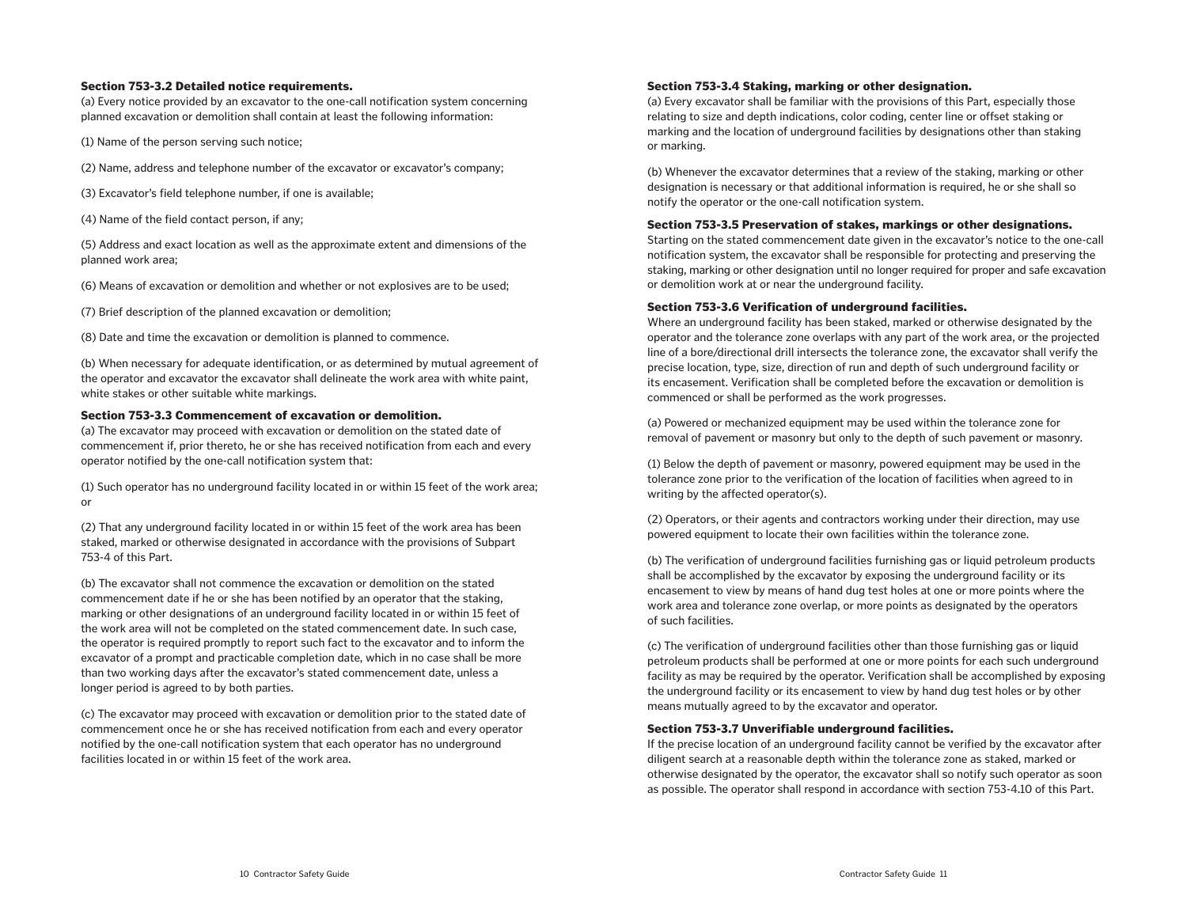### Section 753-3.2 Detailed notice requirements.

(a) Every notice provided by an excavator to the one-call notification system concerning planned excavation or demolition shall contain at least the following information:

(1) Name of the person serving such notice;

(2) Name, address and telephone number of the excavator or excavator's company;

(3) Excavator's field telephone number, if one is available;

(4) Name of the field contact person, if any;

(5) Address and exact location as well as the approximate extent and dimensions of the planned work area;

(6) Means of excavation or demolition and whether or not explosives are to be used;

(7) Brief description of the planned excavation or demolition;

(8) Date and time the excavation or demolition is planned to commence.

(b) When necessary for adequate identification, or as determined by mutual agreement of the operator and excavator the excavator shall delineate the work area with white paint, white stakes or other suitable white markings.

### Section 753-3.3 Commencement of excavation or demolition.

(a) The excavator may proceed with excavation or demolition on the stated date of commencement if, prior thereto, he or she has received notification from each and every operator notified by the one-call notification system that:

(1) Such operator has no underground facility located in or within 15 feet of the work area; or

(2) That any underground facility located in or within 15 feet of the work area has been staked, marked or otherwise designated in accordance with the provisions of Subpart 753-4 of this Part.

(b) The excavator shall not commence the excavation or demolition on the stated commencement date if he or she has been notified by an operator that the staking, marking or other designations of an underground facility located in or within 15 feet of the work area will not be completed on the stated commencement date. In such case, the operator is required promptly to report such fact to the excavator and to inform the excavator of a prompt and practicable completion date, which in no case shall be more than two working days after the excavator's stated commencement date, unless a longer period is agreed to by both parties.

(c) The excavator may proceed with excavation or demolition prior to the stated date of commencement once he or she has received notification from each and every operator notified by the one-call notification system that each operator has no underground facilities located in or within 15 feet of the work area.

### Section 753-3.4 Staking, marking or other designation.

(a) Every excavator shall be familiar with the provisions of this Part, especially those relating to size and depth indications, color coding, center line or offset staking or marking and the location of underground facilities by designations other than staking or marking.

(b) Whenever the excavator determines that a review of the staking, marking or other designation is necessary or that additional information is required, he or she shall so notify the operator or the one-call notification system.

### Section 753-3.5 Preservation of stakes, markings or other designations.

Starting on the stated commencement date given in the excavator's notice to the one-call notification system, the excavator shall be responsible for protecting and preserving the staking, marking or other designation until no longer required for proper and safe excavation or demolition work at or near the underground facility.

### Section 753-3.6 Verification of underground facilities.

Where an underground facility has been staked, marked or otherwise designated by the operator and the tolerance zone overlaps with any part of the work area, or the projected line of a bore/directional drill intersects the tolerance zone, the excavator shall verify the precise location, type, size, direction of run and depth of such underground facility or its encasement. Verification shall be completed before the excavation or demolition is commenced or shall be performed as the work progresses.

(a) Powered or mechanized equipment may be used within the tolerance zone for removal of pavement or masonry but only to the depth of such pavement or masonry.

(1) Below the depth of pavement or masonry, powered equipment may be used in the tolerance zone prior to the verification of the location of facilities when agreed to in writing by the affected operator(s).

(2) Operators, or their agents and contractors working under their direction, may use powered equipment to locate their own facilities within the tolerance zone.

(b) The verification of underground facilities furnishing gas or liquid petroleum products shall be accomplished by the excavator by exposing the underground facility or its encasement to view by means of hand dug test holes at one or more points where the work area and tolerance zone overlap, or more points as designated by the operators of such facilities.

(c) The verification of underground facilities other than those furnishing gas or liquid petroleum products shall be performed at one or more points for each such underground facility as may be required by the operator. Verification shall be accomplished by exposing the underground facility or its encasement to view by hand dug test holes or by other means mutually agreed to by the excavator and operator.

### Section 753-3.7 Unverifiable underground facilities.

If the precise location of an underground facility cannot be verified by the excavator after diligent search at a reasonable depth within the tolerance zone as staked, marked or otherwise designated by the operator, the excavator shall so notify such operator as soon as possible. The operator shall respond in accordance with section 753-4.10 of this Part.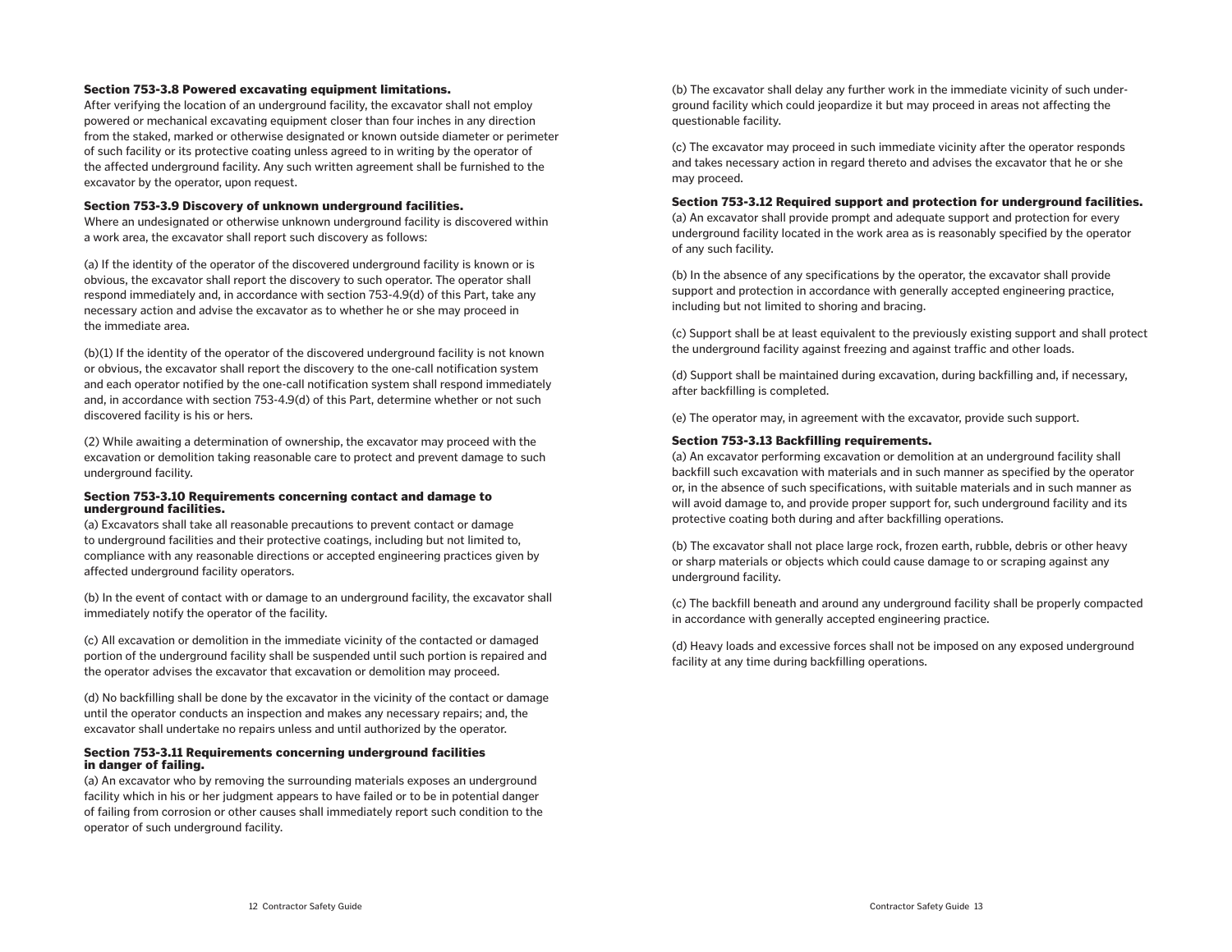### Section 753-3.8 Powered excavating equipment limitations.

After verifying the location of an underground facility, the excavator shall not employ powered or mechanical excavating equipment closer than four inches in any direction from the staked, marked or otherwise designated or known outside diameter or perimeter of such facility or its protective coating unless agreed to in writing by the operator of the affected underground facility. Any such written agreement shall be furnished to the excavator by the operator, upon request.

### Section 753-3.9 Discovery of unknown underground facilities.

Where an undesignated or otherwise unknown underground facility is discovered within a work area, the excavator shall report such discovery as follows:

(a) If the identity of the operator of the discovered underground facility is known or is obvious, the excavator shall report the discovery to such operator. The operator shall respond immediately and, in accordance with section 753-4.9(d) of this Part, take any necessary action and advise the excavator as to whether he or she may proceed in the immediate area.

(b)(1) If the identity of the operator of the discovered underground facility is not known or obvious, the excavator shall report the discovery to the one-call notification system and each operator notified by the one-call notification system shall respond immediately and, in accordance with section 753-4.9(d) of this Part, determine whether or not such discovered facility is his or hers.

(2) While awaiting a determination of ownership, the excavator may proceed with the excavation or demolition taking reasonable care to protect and prevent damage to such underground facility.

### Section 753-3.10 Requirements concerning contact and damage to underground facilities.

(a) Excavators shall take all reasonable precautions to prevent contact or damage to underground facilities and their protective coatings, including but not limited to, compliance with any reasonable directions or accepted engineering practices given by affected underground facility operators.

(b) In the event of contact with or damage to an underground facility, the excavator shall immediately notify the operator of the facility.

(c) All excavation or demolition in the immediate vicinity of the contacted or damaged portion of the underground facility shall be suspended until such portion is repaired and the operator advises the excavator that excavation or demolition may proceed.

(d) No backfilling shall be done by the excavator in the vicinity of the contact or damage until the operator conducts an inspection and makes any necessary repairs; and, the excavator shall undertake no repairs unless and until authorized by the operator.

### Section 753-3.11 Requirements concerning underground facilities in danger of failing.

(a) An excavator who by removing the surrounding materials exposes an underground facility which in his or her judgment appears to have failed or to be in potential danger of failing from corrosion or other causes shall immediately report such condition to the operator of such underground facility.

(b) The excavator shall delay any further work in the immediate vicinity of such underground facility which could jeopardize it but may proceed in areas not affecting the questionable facility.

(c) The excavator may proceed in such immediate vicinity after the operator responds and takes necessary action in regard thereto and advises the excavator that he or she may proceed.

### Section 753-3.12 Required support and protection for underground facilities.

(a) An excavator shall provide prompt and adequate support and protection for every underground facility located in the work area as is reasonably specified by the operator of any such facility.

(b) In the absence of any specifications by the operator, the excavator shall provide support and protection in accordance with generally accepted engineering practice, including but not limited to shoring and bracing.

(c) Support shall be at least equivalent to the previously existing support and shall protect the underground facility against freezing and against traffic and other loads.

(d) Support shall be maintained during excavation, during backfilling and, if necessary, after backfilling is completed.

(e) The operator may, in agreement with the excavator, provide such support.

### Section 753-3.13 Backfilling requirements.

(a) An excavator performing excavation or demolition at an underground facility shall backfill such excavation with materials and in such manner as specified by the operator or, in the absence of such specifications, with suitable materials and in such manner as will avoid damage to, and provide proper support for, such underground facility and its protective coating both during and after backfilling operations.

(b) The excavator shall not place large rock, frozen earth, rubble, debris or other heavy or sharp materials or objects which could cause damage to or scraping against any underground facility.

(c) The backfill beneath and around any underground facility shall be properly compacted in accordance with generally accepted engineering practice.

(d) Heavy loads and excessive forces shall not be imposed on any exposed underground facility at any time during backfilling operations.